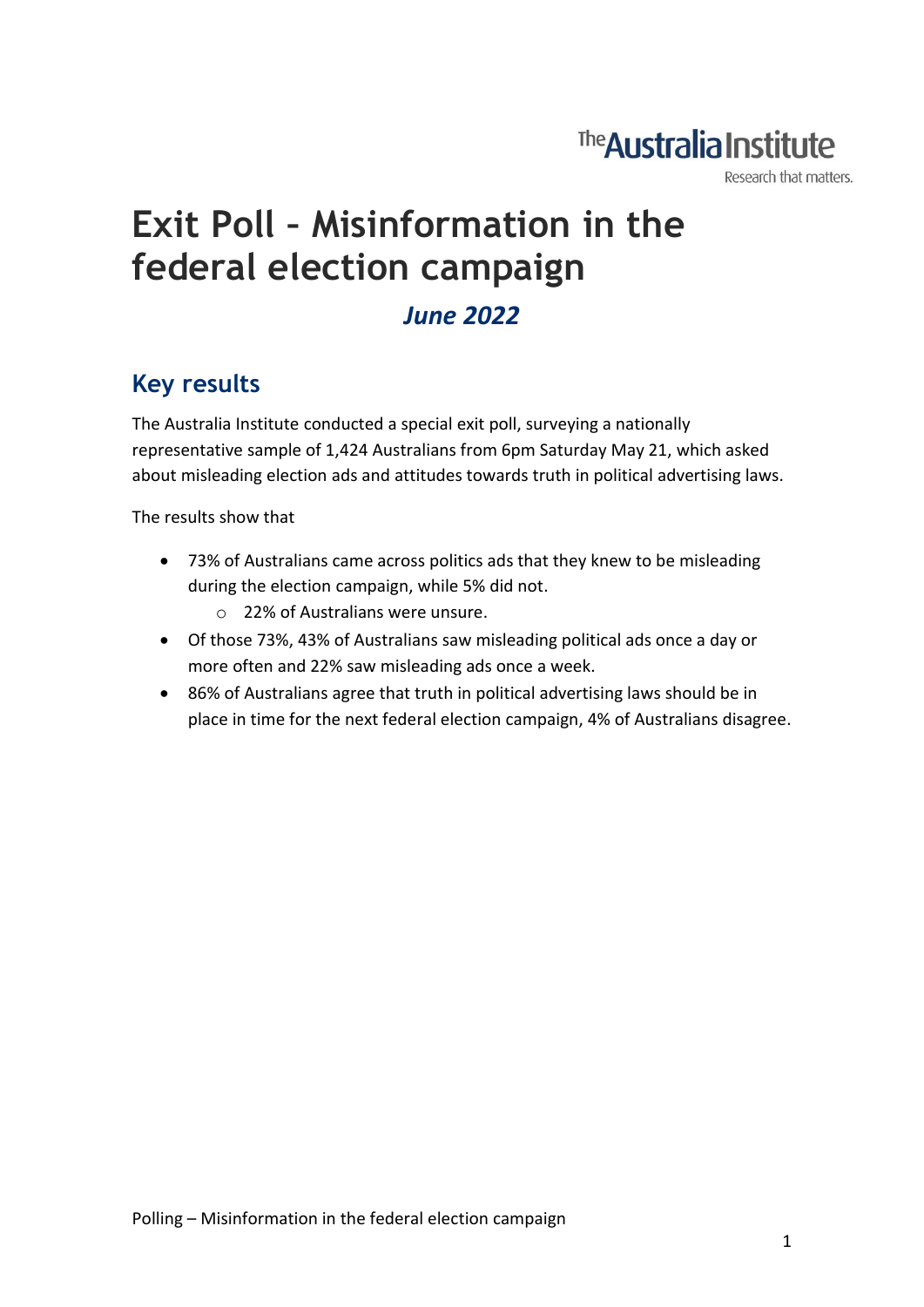# Exit Poll – Misinformation in the federal election campaign

*June 2022*

## Key results

The Australia Institute conducted a special exit poll, surveying a nationally representative sample of 1,424 Australians from 6pm Saturday May 21, which asked about misleading election ads and attitudes towards truth in political advertising laws.

The results show that

- 73% of Australians came across politics ads that they knew to be misleading during the election campaign, while 5% did not.
  - 22% of Australians were unsure.
- Of those 73%, 43% of Australians saw misleading political ads once a day or more often and 22% saw misleading ads once a week.
- 86% of Australians agree that truth in political advertising laws should be in place in time for the next federal election campaign, 4% of Australians disagree.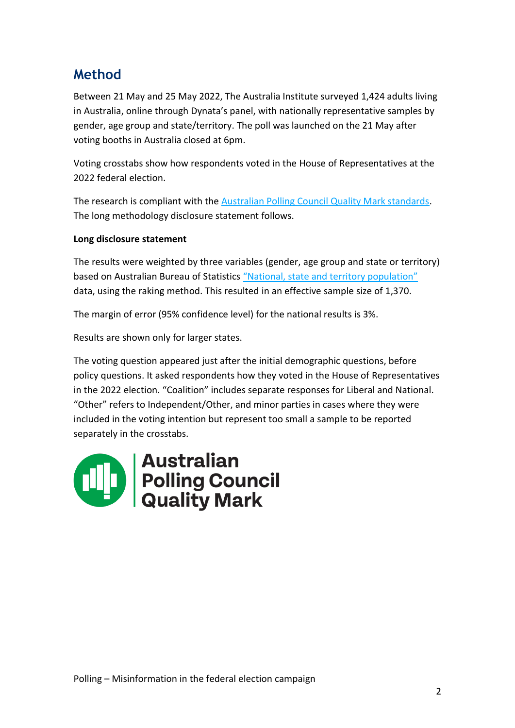## Method

Between 21 May and 25 May 2022, The Australia Institute surveyed 1,424 adults living in Australia, online through Dynata's panel, with nationally representative samples by gender, age group and state/territory. The poll was launched on the 21 May after voting booths in Australia closed at 6pm.

Voting crosstabs show how respondents voted in the House of Representatives at the 2022 federal election.

The research is compliant with the Australian Polling Council Quality Mark standards. The long methodology disclosure statement follows.

**Long disclosure statement**

The results were weighted by three variables (gender, age group and state or territory) based on Australian Bureau of Statistics "National, state and territory population" data, using the raking method. This resulted in an effective sample size of 1,370.

The margin of error (95% confidence level) for the national results is 3%.

Results are shown only for larger states.

The voting question appeared just after the initial demographic questions, before policy questions. It asked respondents how they voted in the House of Representatives in the 2022 election. "Coalition" includes separate responses for Liberal and National. "Other" refers to Independent/Other, and minor parties in cases where they were included in the voting intention but represent too small a sample to be reported separately in the crosstabs.

Australian Polling Council Quality Mark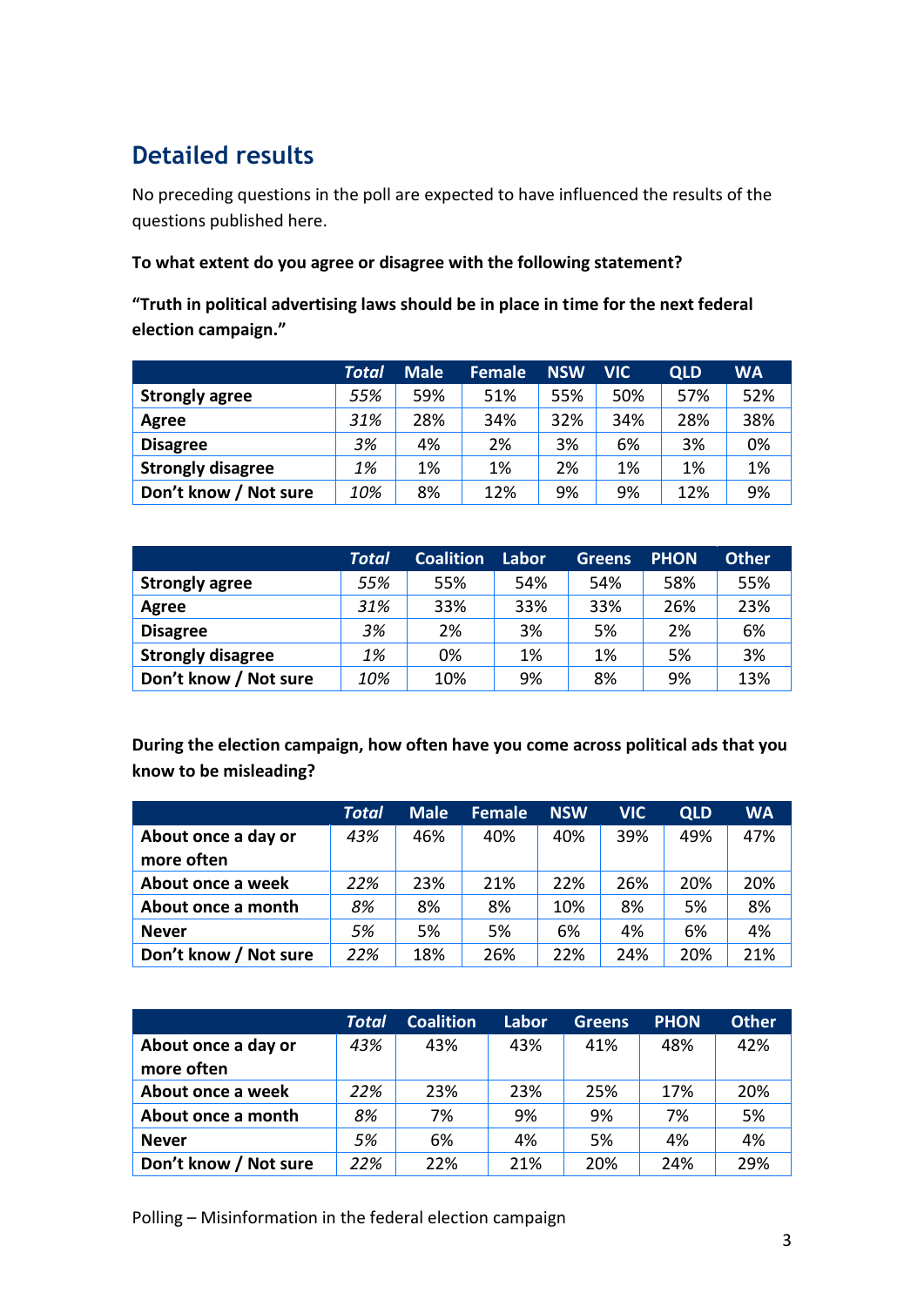## Detailed results

No preceding questions in the poll are expected to have influenced the results of the questions published here.

**To what extent do you agree or disagree with the following statement?**

**"Truth in political advertising laws should be in place in time for the next federal election campaign."**

| | *Total* | Male | Female | NSW | VIC | QLD | WA |
|---|---|---|---|---|---|---|---|
| **Strongly agree** | *55%* | 59% | 51% | 55% | 50% | 57% | 52% |
| **Agree** | *31%* | 28% | 34% | 32% | 34% | 28% | 38% |
| **Disagree** | *3%* | 4% | 2% | 3% | 6% | 3% | 0% |
| **Strongly disagree** | *1%* | 1% | 1% | 2% | 1% | 1% | 1% |
| **Don't know / Not sure** | *10%* | 8% | 12% | 9% | 9% | 12% | 9% |

| | *Total* | Coalition | Labor | Greens | PHON | Other |
|---|---|---|---|---|---|---|
| **Strongly agree** | *55%* | 55% | 54% | 54% | 58% | 55% |
| **Agree** | *31%* | 33% | 33% | 33% | 26% | 23% |
| **Disagree** | *3%* | 2% | 3% | 5% | 2% | 6% |
| **Strongly disagree** | *1%* | 0% | 1% | 1% | 5% | 3% |
| **Don't know / Not sure** | *10%* | 10% | 9% | 8% | 9% | 13% |

**During the election campaign, how often have you come across political ads that you know to be misleading?**

| | *Total* | Male | Female | NSW | VIC | QLD | WA |
|---|---|---|---|---|---|---|---|
| **About once a day or more often** | *43%* | 46% | 40% | 40% | 39% | 49% | 47% |
| **About once a week** | *22%* | 23% | 21% | 22% | 26% | 20% | 20% |
| **About once a month** | *8%* | 8% | 8% | 10% | 8% | 5% | 8% |
| **Never** | *5%* | 5% | 5% | 6% | 4% | 6% | 4% |
| **Don't know / Not sure** | *22%* | 18% | 26% | 22% | 24% | 20% | 21% |

| | *Total* | Coalition | Labor | Greens | PHON | Other |
|---|---|---|---|---|---|---|
| **About once a day or more often** | *43%* | 43% | 43% | 41% | 48% | 42% |
| **About once a week** | *22%* | 23% | 23% | 25% | 17% | 20% |
| **About once a month** | *8%* | 7% | 9% | 9% | 7% | 5% |
| **Never** | *5%* | 6% | 4% | 5% | 4% | 4% |
| **Don't know / Not sure** | *22%* | 22% | 21% | 20% | 24% | 29% |